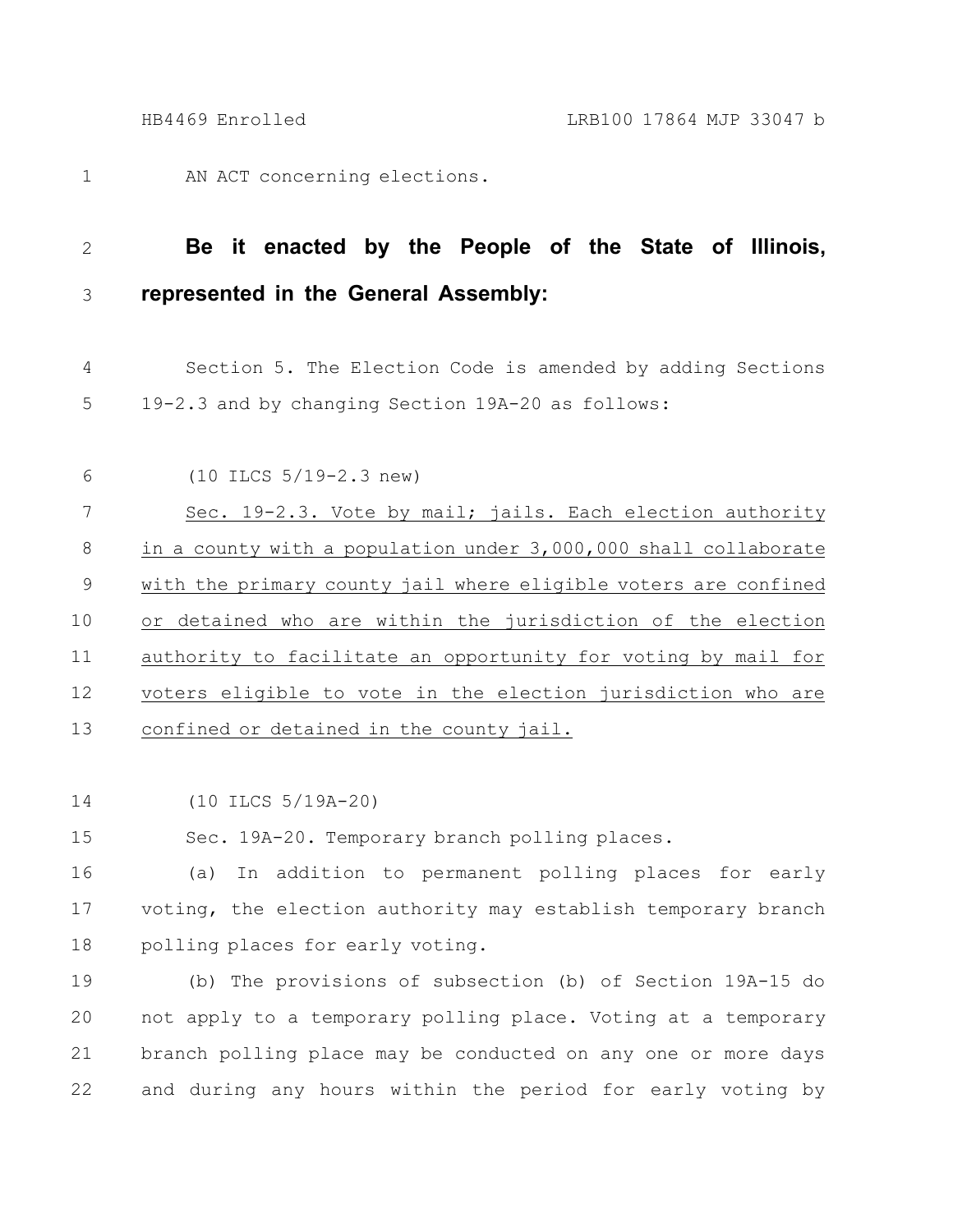AN ACT concerning elections.

**Be it enacted by the People of the State of Illinois, represented in the General Assembly:**

Section 5. The Election Code is amended by adding Sections 19-2.3 and by changing Section 19A-20 as follows:

(10 ILCS 5/19-2.3 new)

Sec. 19-2.3. Vote by mail; jails. Each election authority in a county with a population under 3,000,000 shall collaborate with the primary county jail where eligible voters are confined or detained who are within the jurisdiction of the election authority to facilitate an opportunity for voting by mail for voters eligible to vote in the election jurisdiction who are confined or detained in the county jail.

(10 ILCS 5/19A-20)

Sec. 19A-20. Temporary branch polling places.

(a) In addition to permanent polling places for early voting, the election authority may establish temporary branch polling places for early voting.

(b) The provisions of subsection (b) of Section 19A-15 do not apply to a temporary polling place. Voting at a temporary branch polling place may be conducted on any one or more days and during any hours within the period for early voting by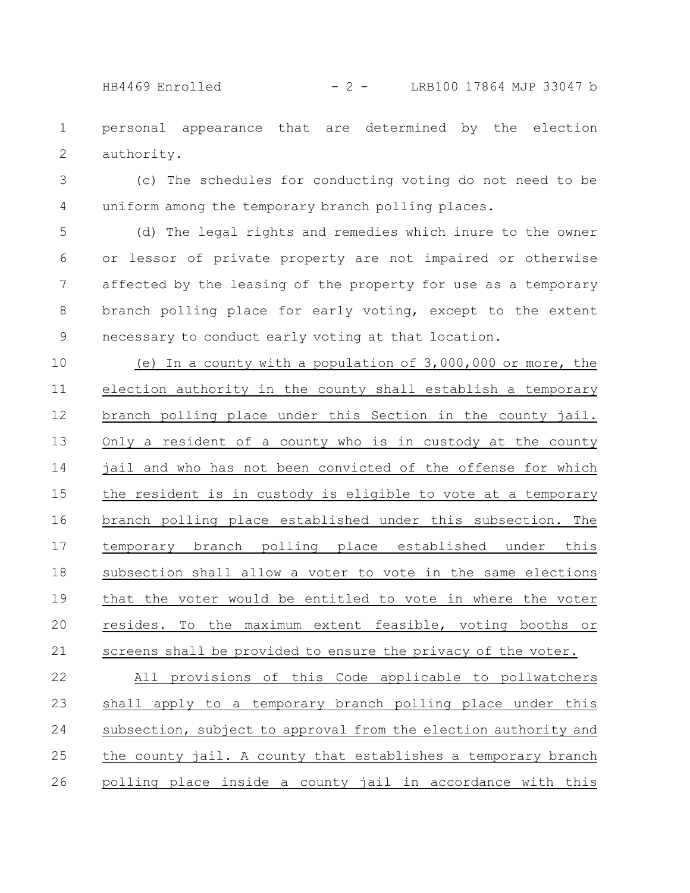personal appearance that are determined by the election authority.

(c) The schedules for conducting voting do not need to be uniform among the temporary branch polling places.

(d) The legal rights and remedies which inure to the owner or lessor of private property are not impaired or otherwise affected by the leasing of the property for use as a temporary branch polling place for early voting, except to the extent necessary to conduct early voting at that location.

<u>(e) In a county with a population of 3,000,000 or more, the election authority in the county shall establish a temporary branch polling place under this Section in the county jail. Only a resident of a county who is in custody at the county jail and who has not been convicted of the offense for which the resident is in custody is eligible to vote at a temporary branch polling place established under this subsection. The temporary branch polling place established under this subsection shall allow a voter to vote in the same elections that the voter would be entitled to vote in where the voter resides. To the maximum extent feasible, voting booths or screens shall be provided to ensure the privacy of the voter.</u>

<u>All provisions of this Code applicable to pollwatchers shall apply to a temporary branch polling place under this subsection, subject to approval from the election authority and the county jail. A county that establishes a temporary branch polling place inside a county jail in accordance with this</u>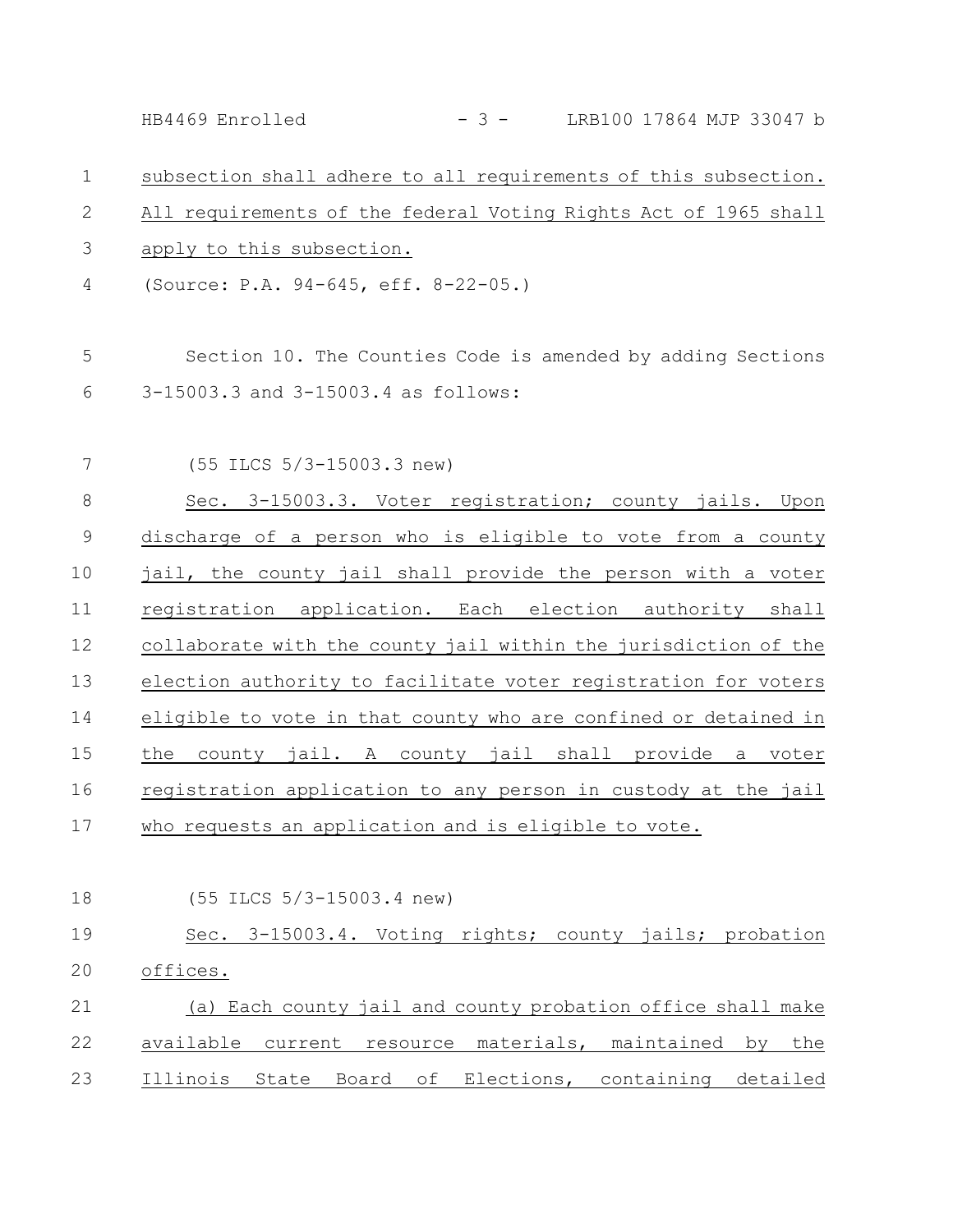subsection shall adhere to all requirements of this subsection. All requirements of the federal Voting Rights Act of 1965 shall apply to this subsection.

(Source: P.A. 94-645, eff. 8-22-05.)

Section 10. The Counties Code is amended by adding Sections 3-15003.3 and 3-15003.4 as follows:

(55 ILCS 5/3-15003.3 new)

Sec. 3-15003.3. Voter registration; county jails. Upon discharge of a person who is eligible to vote from a county jail, the county jail shall provide the person with a voter registration application. Each election authority shall collaborate with the county jail within the jurisdiction of the election authority to facilitate voter registration for voters eligible to vote in that county who are confined or detained in the county jail. A county jail shall provide a voter registration application to any person in custody at the jail who requests an application and is eligible to vote.

(55 ILCS 5/3-15003.4 new)

Sec. 3-15003.4. Voting rights; county jails; probation offices.

(a) Each county jail and county probation office shall make available current resource materials, maintained by the Illinois State Board of Elections, containing detailed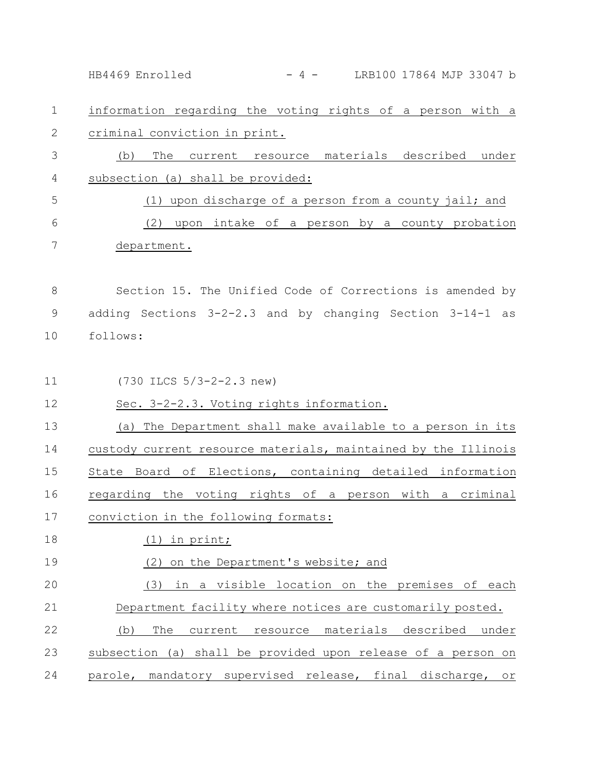information regarding the voting rights of a person with a criminal conviction in print.

(b) The current resource materials described under subsection (a) shall be provided:

(1) upon discharge of a person from a county jail; and

(2) upon intake of a person by a county probation department.

Section 15. The Unified Code of Corrections is amended by adding Sections 3-2-2.3 and by changing Section 3-14-1 as follows:

(730 ILCS 5/3-2-2.3 new)

Sec. 3-2-2.3. Voting rights information.

(a) The Department shall make available to a person in its custody current resource materials, maintained by the Illinois State Board of Elections, containing detailed information regarding the voting rights of a person with a criminal conviction in the following formats:

(1) in print;

(2) on the Department's website; and

(3) in a visible location on the premises of each Department facility where notices are customarily posted.

(b) The current resource materials described under subsection (a) shall be provided upon release of a person on parole, mandatory supervised release, final discharge, or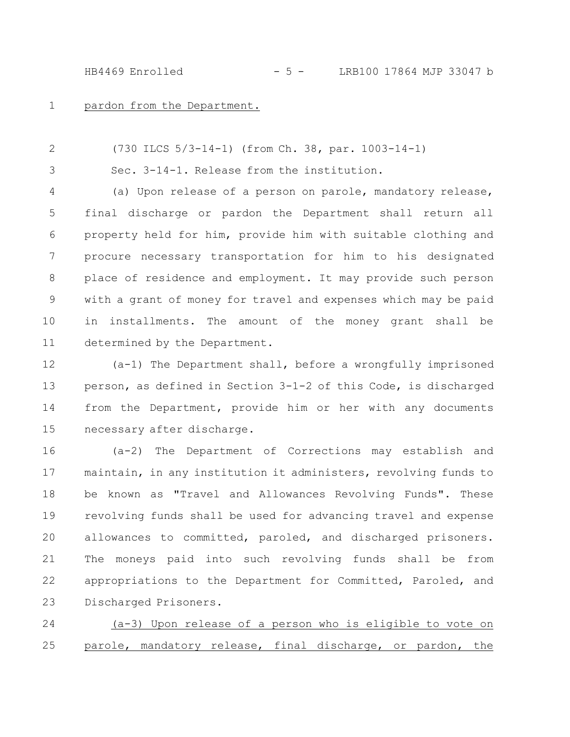pardon from the Department.

(730 ILCS 5/3-14-1) (from Ch. 38, par. 1003-14-1)

Sec. 3-14-1. Release from the institution.

(a) Upon release of a person on parole, mandatory release, final discharge or pardon the Department shall return all property held for him, provide him with suitable clothing and procure necessary transportation for him to his designated place of residence and employment. It may provide such person with a grant of money for travel and expenses which may be paid in installments. The amount of the money grant shall be determined by the Department.

(a-1) The Department shall, before a wrongfully imprisoned person, as defined in Section 3-1-2 of this Code, is discharged from the Department, provide him or her with any documents necessary after discharge.

(a-2) The Department of Corrections may establish and maintain, in any institution it administers, revolving funds to be known as "Travel and Allowances Revolving Funds". These revolving funds shall be used for advancing travel and expense allowances to committed, paroled, and discharged prisoners. The moneys paid into such revolving funds shall be from appropriations to the Department for Committed, Paroled, and Discharged Prisoners.

(a-3) Upon release of a person who is eligible to vote on parole, mandatory release, final discharge, or pardon, the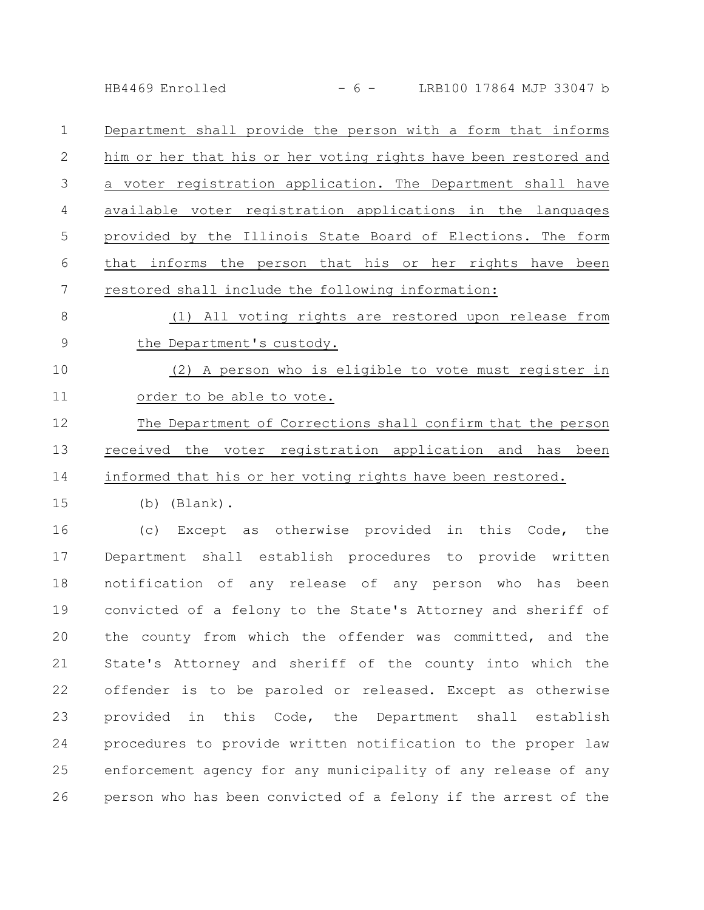Department shall provide the person with a form that informs him or her that his or her voting rights have been restored and a voter registration application. The Department shall have available voter registration applications in the languages provided by the Illinois State Board of Elections. The form that informs the person that his or her rights have been restored shall include the following information:

(1) All voting rights are restored upon release from the Department's custody.

(2) A person who is eligible to vote must register in order to be able to vote.

The Department of Corrections shall confirm that the person received the voter registration application and has been informed that his or her voting rights have been restored.

(b) (Blank).

(c) Except as otherwise provided in this Code, the Department shall establish procedures to provide written notification of any release of any person who has been convicted of a felony to the State's Attorney and sheriff of the county from which the offender was committed, and the State's Attorney and sheriff of the county into which the offender is to be paroled or released. Except as otherwise provided in this Code, the Department shall establish procedures to provide written notification to the proper law enforcement agency for any municipality of any release of any person who has been convicted of a felony if the arrest of the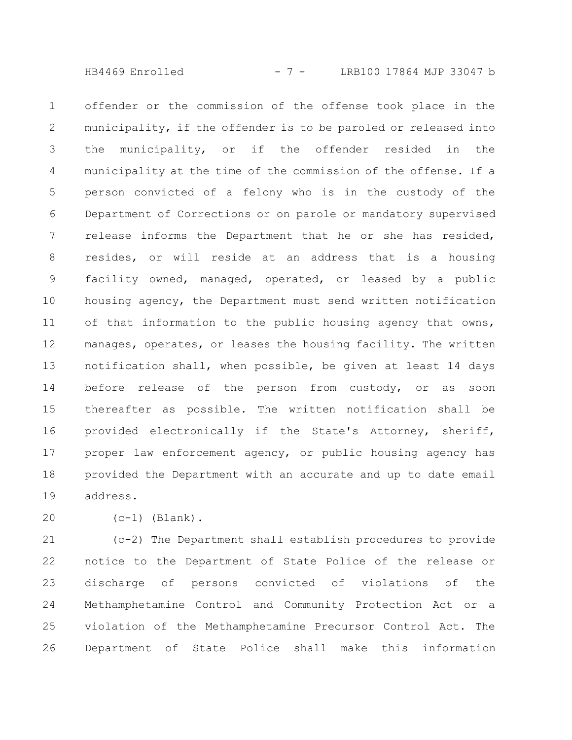offender or the commission of the offense took place in the municipality, if the offender is to be paroled or released into the municipality, or if the offender resided in the municipality at the time of the commission of the offense. If a person convicted of a felony who is in the custody of the Department of Corrections or on parole or mandatory supervised release informs the Department that he or she has resided, resides, or will reside at an address that is a housing facility owned, managed, operated, or leased by a public housing agency, the Department must send written notification of that information to the public housing agency that owns, manages, operates, or leases the housing facility. The written notification shall, when possible, be given at least 14 days before release of the person from custody, or as soon thereafter as possible. The written notification shall be provided electronically if the State's Attorney, sheriff, proper law enforcement agency, or public housing agency has provided the Department with an accurate and up to date email address.

(c-1) (Blank).

(c-2) The Department shall establish procedures to provide notice to the Department of State Police of the release or discharge of persons convicted of violations of the Methamphetamine Control and Community Protection Act or a violation of the Methamphetamine Precursor Control Act. The Department of State Police shall make this information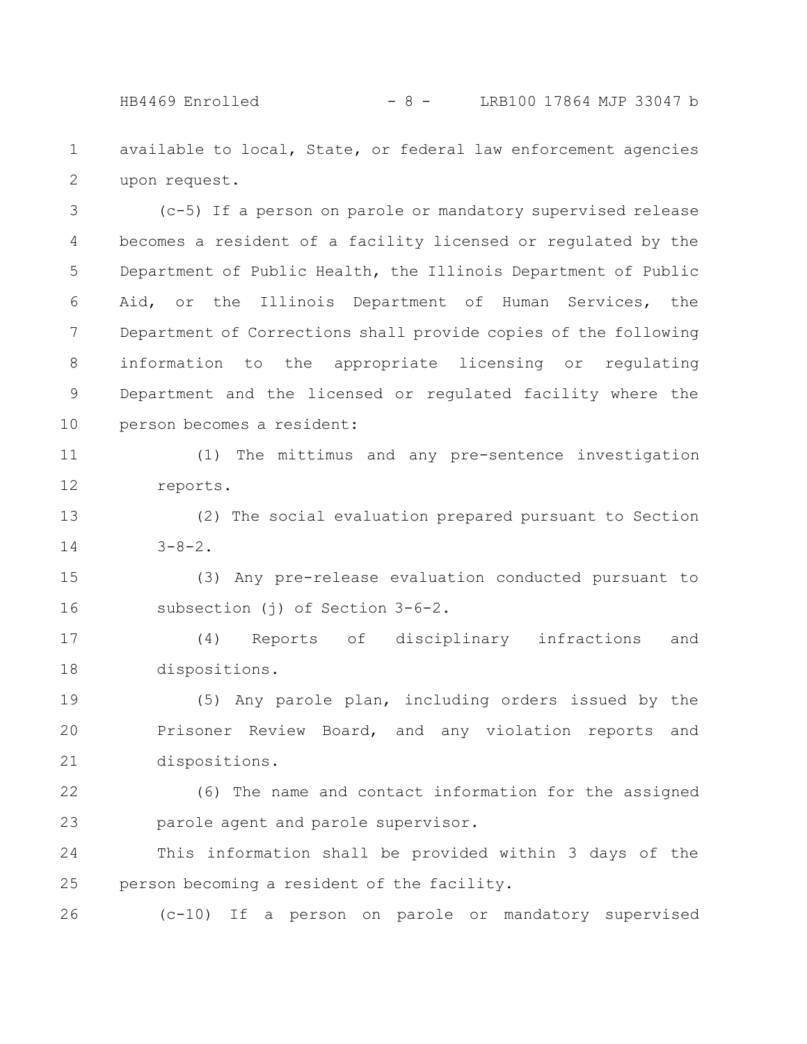available to local, State, or federal law enforcement agencies upon request.

(c-5) If a person on parole or mandatory supervised release becomes a resident of a facility licensed or regulated by the Department of Public Health, the Illinois Department of Public Aid, or the Illinois Department of Human Services, the Department of Corrections shall provide copies of the following information to the appropriate licensing or regulating Department and the licensed or regulated facility where the person becomes a resident:

(1) The mittimus and any pre-sentence investigation reports.

(2) The social evaluation prepared pursuant to Section 3-8-2.

(3) Any pre-release evaluation conducted pursuant to subsection (j) of Section 3-6-2.

(4) Reports of disciplinary infractions and dispositions.

(5) Any parole plan, including orders issued by the Prisoner Review Board, and any violation reports and dispositions.

(6) The name and contact information for the assigned parole agent and parole supervisor.

This information shall be provided within 3 days of the person becoming a resident of the facility.

(c-10) If a person on parole or mandatory supervised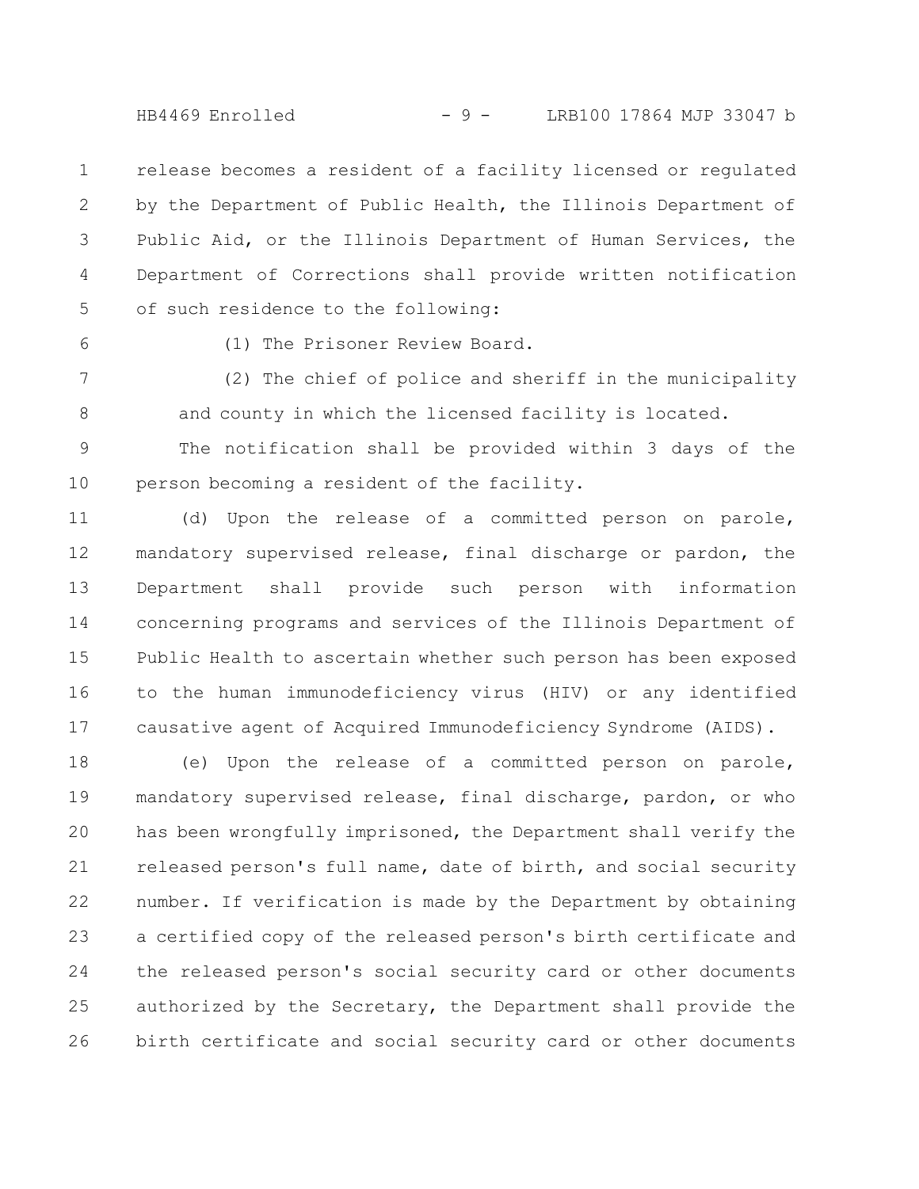release becomes a resident of a facility licensed or regulated by the Department of Public Health, the Illinois Department of Public Aid, or the Illinois Department of Human Services, the Department of Corrections shall provide written notification of such residence to the following:

(1) The Prisoner Review Board.

(2) The chief of police and sheriff in the municipality and county in which the licensed facility is located.

The notification shall be provided within 3 days of the person becoming a resident of the facility.

(d) Upon the release of a committed person on parole, mandatory supervised release, final discharge or pardon, the Department shall provide such person with information concerning programs and services of the Illinois Department of Public Health to ascertain whether such person has been exposed to the human immunodeficiency virus (HIV) or any identified causative agent of Acquired Immunodeficiency Syndrome (AIDS).

(e) Upon the release of a committed person on parole, mandatory supervised release, final discharge, pardon, or who has been wrongfully imprisoned, the Department shall verify the released person's full name, date of birth, and social security number. If verification is made by the Department by obtaining a certified copy of the released person's birth certificate and the released person's social security card or other documents authorized by the Secretary, the Department shall provide the birth certificate and social security card or other documents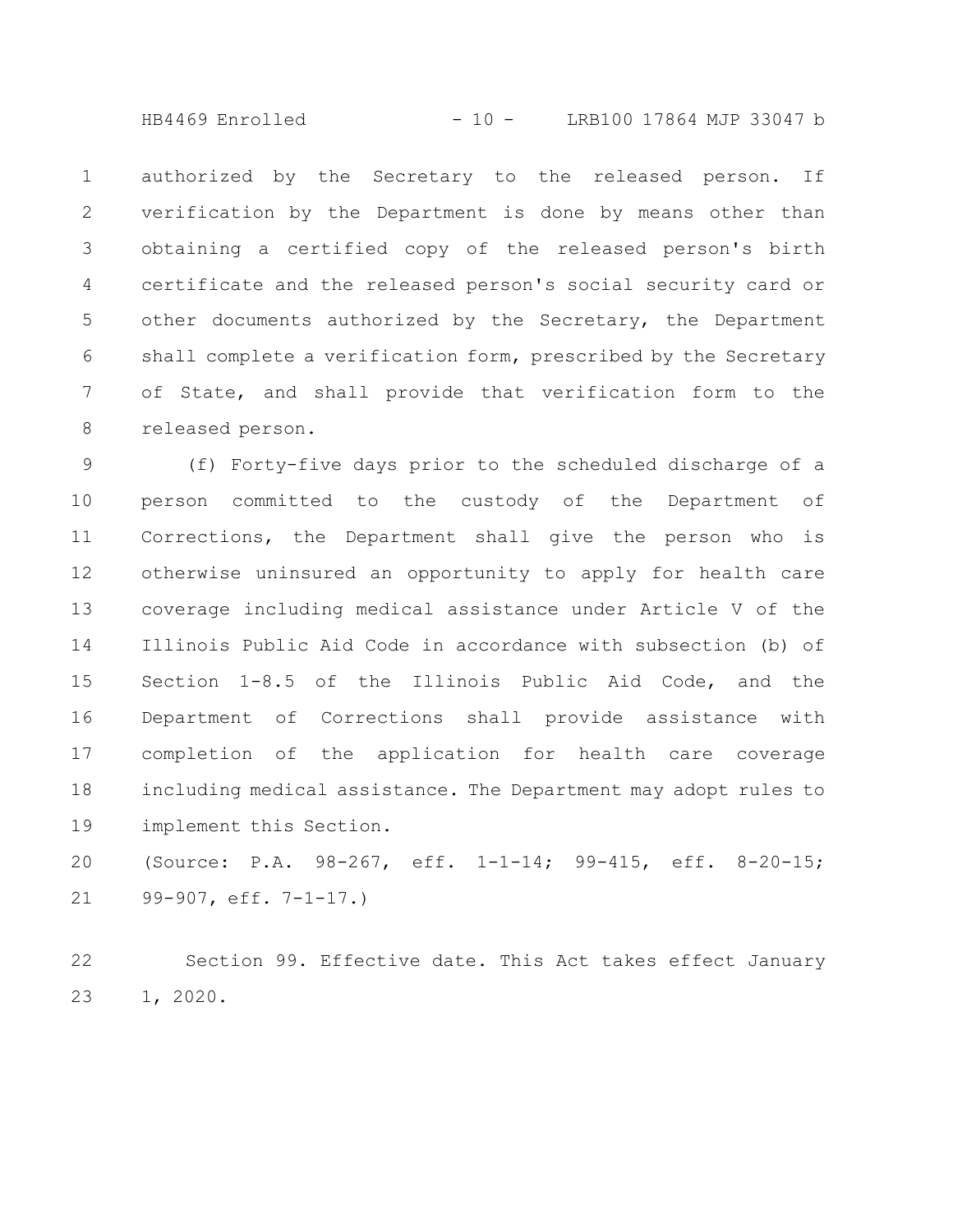authorized by the Secretary to the released person. If verification by the Department is done by means other than obtaining a certified copy of the released person's birth certificate and the released person's social security card or other documents authorized by the Secretary, the Department shall complete a verification form, prescribed by the Secretary of State, and shall provide that verification form to the released person.

(f) Forty-five days prior to the scheduled discharge of a person committed to the custody of the Department of Corrections, the Department shall give the person who is otherwise uninsured an opportunity to apply for health care coverage including medical assistance under Article V of the Illinois Public Aid Code in accordance with subsection (b) of Section 1-8.5 of the Illinois Public Aid Code, and the Department of Corrections shall provide assistance with completion of the application for health care coverage including medical assistance. The Department may adopt rules to implement this Section.

(Source: P.A. 98-267, eff. 1-1-14; 99-415, eff. 8-20-15; 99-907, eff. 7-1-17.)

Section 99. Effective date. This Act takes effect January 1, 2020.